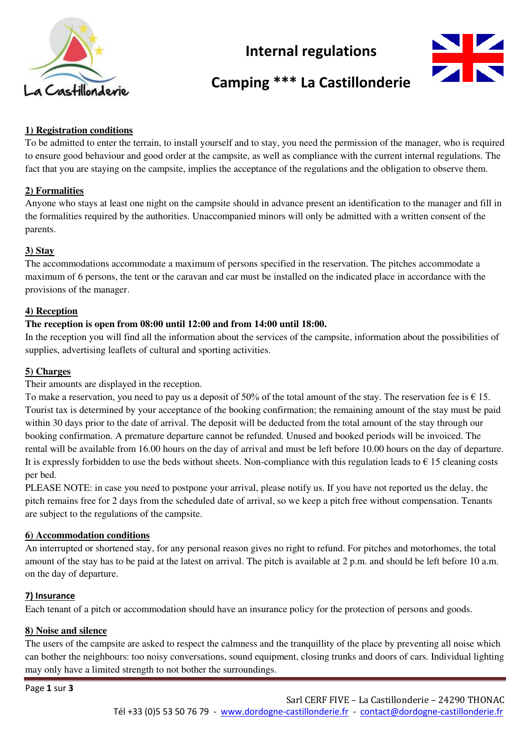# Internal regulations

# Camping *** La Castillonderie

## 1) Registration conditions

To be admitted to enter the terrain, to install yourself and to stay, you need the permission of the manager, who is required to ensure good behaviour and good order at the campsite, as well as compliance with the current internal regulations. The fact that you are staying on the campsite, implies the acceptance of the regulations and the obligation to observe them.

## 2) Formalities

Anyone who stays at least one night on the campsite should in advance present an identification to the manager and fill in the formalities required by the authorities. Unaccompanied minors will only be admitted with a written consent of the parents.

## 3) Stay

The accommodations accommodate a maximum of persons specified in the reservation. The pitches accommodate a maximum of 6 persons, the tent or the caravan and car must be installed on the indicated place in accordance with the provisions of the manager.

## 4) Reception

**The reception is open from 08:00 until 12:00 and from 14:00 until 18:00.**

In the reception you will find all the information about the services of the campsite, information about the possibilities of supplies, advertising leaflets of cultural and sporting activities.

## 5) Charges

Their amounts are displayed in the reception.

To make a reservation, you need to pay us a deposit of 50% of the total amount of the stay. The reservation fee is € 15. Tourist tax is determined by your acceptance of the booking confirmation; the remaining amount of the stay must be paid within 30 days prior to the date of arrival. The deposit will be deducted from the total amount of the stay through our booking confirmation. A premature departure cannot be refunded. Unused and booked periods will be invoiced. The rental will be available from 16.00 hours on the day of arrival and must be left before 10.00 hours on the day of departure. It is expressly forbidden to use the beds without sheets. Non-compliance with this regulation leads to € 15 cleaning costs per bed.

PLEASE NOTE: in case you need to postpone your arrival, please notify us. If you have not reported us the delay, the pitch remains free for 2 days from the scheduled date of arrival, so we keep a pitch free without compensation. Tenants are subject to the regulations of the campsite.

## 6) Accommodation conditions

An interrupted or shortened stay, for any personal reason gives no right to refund. For pitches and motorhomes, the total amount of the stay has to be paid at the latest on arrival. The pitch is available at 2 p.m. and should be left before 10 a.m. on the day of departure.

## 7) Insurance

Each tenant of a pitch or accommodation should have an insurance policy for the protection of persons and goods.

## 8) Noise and silence

The users of the campsite are asked to respect the calmness and the tranquillity of the place by preventing all noise which can bother the neighbours: too noisy conversations, sound equipment, closing trunks and doors of cars. Individual lighting may only have a limited strength to not bother the surroundings.

Sarl CERF FIVE – La Castillonderie – 24290 THONAC
Tél +33 (0)5 53 50 76 79 - www.dordogne-castillonderie.fr - contact@dordogne-castillonderie.fr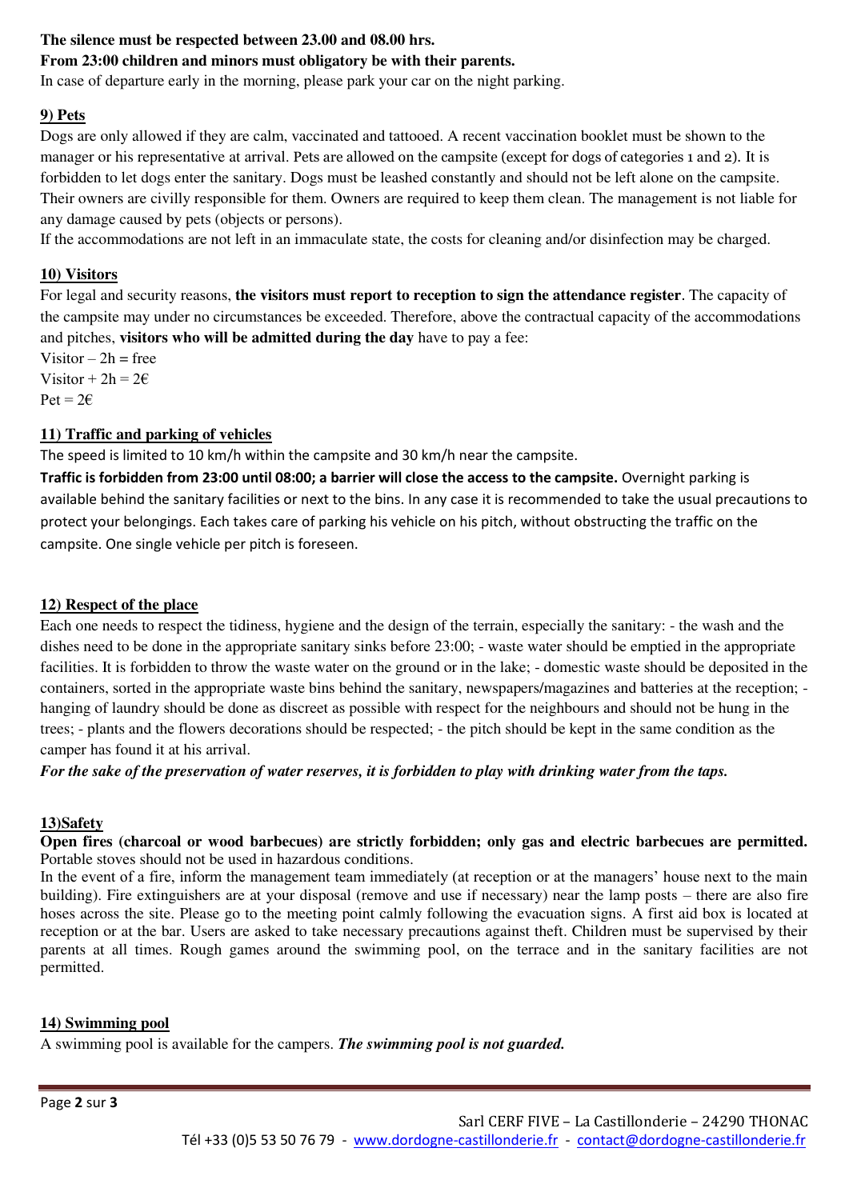**The silence must be respected between 23.00 and 08.00 hrs.**
**From 23:00 children and minors must obligatory be with their parents.**
In case of departure early in the morning, please park your car on the night parking.

## 9) Pets

Dogs are only allowed if they are calm, vaccinated and tattooed. A recent vaccination booklet must be shown to the manager or his representative at arrival. Pets are allowed on the campsite (except for dogs of categories 1 and 2). It is forbidden to let dogs enter the sanitary. Dogs must be leashed constantly and should not be left alone on the campsite. Their owners are civilly responsible for them. Owners are required to keep them clean. The management is not liable for any damage caused by pets (objects or persons).
If the accommodations are not left in an immaculate state, the costs for cleaning and/or disinfection may be charged.

## 10) Visitors

For legal and security reasons, **the visitors must report to reception to sign the attendance register**. The capacity of the campsite may under no circumstances be exceeded. Therefore, above the contractual capacity of the accommodations and pitches, **visitors who will be admitted during the day** have to pay a fee:
Visitor – 2h = free
Visitor + 2h = 2€
Pet = 2€

## 11) Traffic and parking of vehicles

The speed is limited to 10 km/h within the campsite and 30 km/h near the campsite.
**Traffic is forbidden from 23:00 until 08:00; a barrier will close the access to the campsite.** Overnight parking is available behind the sanitary facilities or next to the bins. In any case it is recommended to take the usual precautions to protect your belongings. Each takes care of parking his vehicle on his pitch, without obstructing the traffic on the campsite. One single vehicle per pitch is foreseen.

## 12) Respect of the place

Each one needs to respect the tidiness, hygiene and the design of the terrain, especially the sanitary: - the wash and the dishes need to be done in the appropriate sanitary sinks before 23:00; - waste water should be emptied in the appropriate facilities. It is forbidden to throw the waste water on the ground or in the lake; - domestic waste should be deposited in the containers, sorted in the appropriate waste bins behind the sanitary, newspapers/magazines and batteries at the reception; - hanging of laundry should be done as discreet as possible with respect for the neighbours and should not be hung in the trees; - plants and the flowers decorations should be respected; - the pitch should be kept in the same condition as the camper has found it at his arrival.
***For the sake of the preservation of water reserves, it is forbidden to play with drinking water from the taps.***

## 13)Safety

**Open fires (charcoal or wood barbecues) are strictly forbidden; only gas and electric barbecues are permitted.** Portable stoves should not be used in hazardous conditions.
In the event of a fire, inform the management team immediately (at reception or at the managers' house next to the main building). Fire extinguishers are at your disposal (remove and use if necessary) near the lamp posts – there are also fire hoses across the site. Please go to the meeting point calmly following the evacuation signs. A first aid box is located at reception or at the bar. Users are asked to take necessary precautions against theft. Children must be supervised by their parents at all times. Rough games around the swimming pool, on the terrace and in the sanitary facilities are not permitted.

## 14) Swimming pool

A swimming pool is available for the campers. ***The swimming pool is not guarded.***

Sarl CERF FIVE – La Castillonderie – 24290 THONAC
Tél +33 (0)5 53 50 76 79 - www.dordogne-castillonderie.fr - contact@dordogne-castillonderie.fr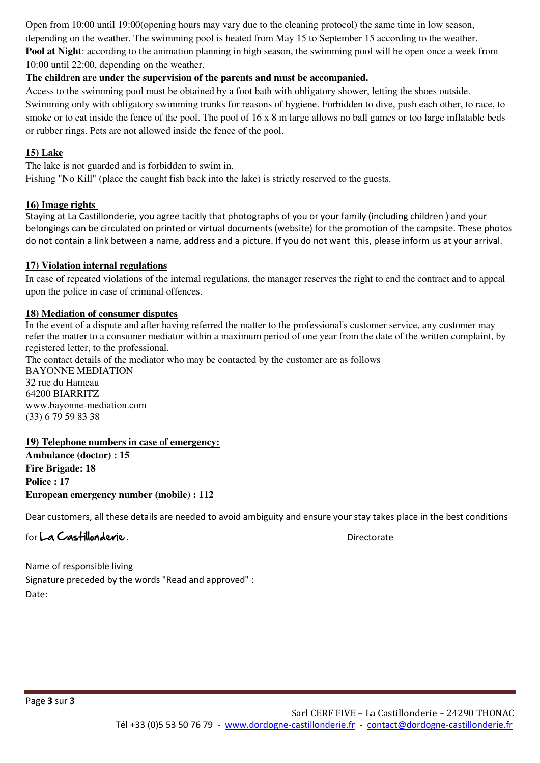Open from 10:00 until 19:00(opening hours may vary due to the cleaning protocol) the same time in low season, depending on the weather. The swimming pool is heated from May 15 to September 15 according to the weather.
**Pool at Night**: according to the animation planning in high season, the swimming pool will be open once a week from 10:00 until 22:00, depending on the weather.

**The children are under the supervision of the parents and must be accompanied.**

Access to the swimming pool must be obtained by a foot bath with obligatory shower, letting the shoes outside.
Swimming only with obligatory swimming trunks for reasons of hygiene. Forbidden to dive, push each other, to race, to smoke or to eat inside the fence of the pool. The pool of 16 x 8 m large allows no ball games or too large inflatable beds or rubber rings. Pets are not allowed inside the fence of the pool.

## 15) Lake

The lake is not guarded and is forbidden to swim in.
Fishing "No Kill" (place the caught fish back into the lake) is strictly reserved to the guests.

## 16) Image rights

Staying at La Castillonderie, you agree tacitly that photographs of you or your family (including children ) and your belongings can be circulated on printed or virtual documents (website) for the promotion of the campsite. These photos do not contain a link between a name, address and a picture. If you do not want this, please inform us at your arrival.

## 17) Violation internal regulations

In case of repeated violations of the internal regulations, the manager reserves the right to end the contract and to appeal upon the police in case of criminal offences.

## 18) Mediation of consumer disputes

In the event of a dispute and after having referred the matter to the professional's customer service, any customer may refer the matter to a consumer mediator within a maximum period of one year from the date of the written complaint, by registered letter, to the professional.
The contact details of the mediator who may be contacted by the customer are as follows
BAYONNE MEDIATION
32 rue du Hameau
64200 BIARRITZ
www.bayonne-mediation.com
(33) 6 79 59 83 38

## 19) Telephone numbers in case of emergency:

**Ambulance (doctor) : 15**
**Fire Brigade: 18**
**Police : 17**
**European emergency number (mobile) : 112**

Dear customers, all these details are needed to avoid ambiguity and ensure your stay takes place in the best conditions

for La Castillonderie . Directorate

Name of responsible living
Signature preceded by the words "Read and approved" :
Date:

Sarl CERF FIVE – La Castillonderie – 24290 THONAC
Tél +33 (0)5 53 50 76 79 - www.dordogne-castillonderie.fr - contact@dordogne-castillonderie.fr